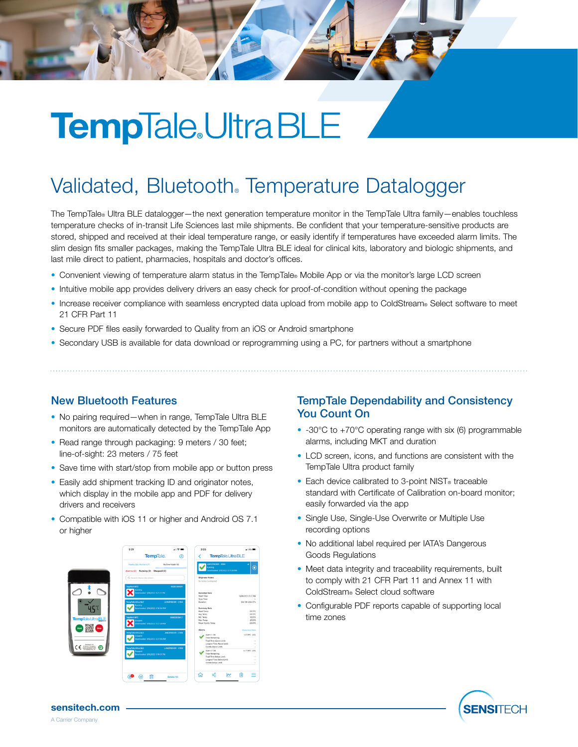# TempTale® Ultra BLE

## Validated, Bluetooth® Temperature Datalogger

The TempTale® Ultra BLE datalogger—the next generation temperature monitor in the TempTale Ultra family—enables touchless temperature checks of in-transit Life Sciences last mile shipments. Be confident that your temperature-sensitive products are stored, shipped and received at their ideal temperature range, or easily identify if temperatures have exceeded alarm limits. The slim design fits smaller packages, making the TempTale Ultra BLE ideal for clinical kits, laboratory and biologic shipments, and last mile direct to patient, pharmacies, hospitals and doctor's offices.

- Convenient viewing of temperature alarm status in the TempTale® Mobile App or via the monitor's large LCD screen
- Intuitive mobile app provides delivery drivers an easy check for proof-of-condition without opening the package
- Increase receiver compliance with seamless encrypted data upload from mobile app to ColdStream® Select software to meet 21 CFR Part 11
- Secure PDF files easily forwarded to Quality from an iOS or Android smartphone
- Secondary USB is available for data download or reprogramming using a PC, for partners without a smartphone

### New Bluetooth Features

- No pairing required—when in range, TempTale Ultra BLE monitors are automatically detected by the TempTale App
- Read range through packaging: 9 meters / 30 feet; line-of-sight: 23 meters / 75 feet
- Save time with start/stop from mobile app or button press
- Easily add shipment tracking ID and originator notes, which display in the mobile app and PDF for delivery drivers and receivers
- Compatible with iOS 11 or higher and Android OS 7.1 or higher

### TempTale Dependability and Consistency You Count On

- -30°C to +70°C operating range with six (6) programmable alarms, including MKT and duration
- LCD screen, icons, and functions are consistent with the TempTale Ultra product family
- Each device calibrated to 3-point NIST® traceable standard with Certificate of Calibration on-board monitor; easily forwarded via the app
- Single Use, Single-Use Overwrite or Multiple Use recording options
- No additional label required per IATA's Dangerous Goods Regulations
- Meet data integrity and traceability requirements, built to comply with 21 CFR Part 11 and Annex 11 with ColdStream® Select cloud software
- Configurable PDF reports capable of supporting local time zones

**sensitech.com**

A Carrier Company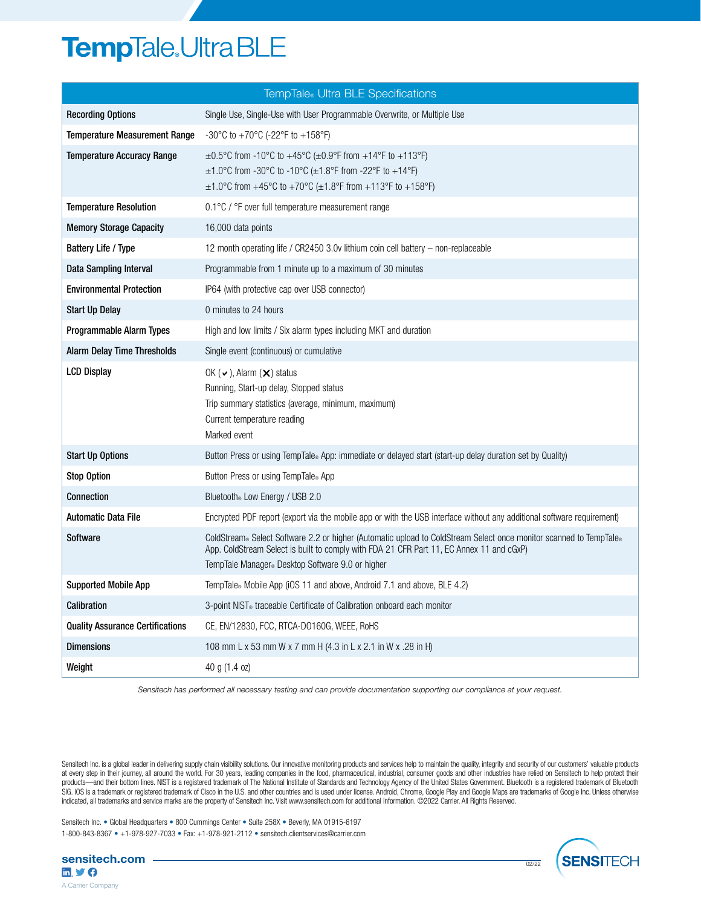# TempTale® Ultra BLE

| TempTale® Ultra BLE Specifications | |
|---|---|
| Recording Options | Single Use, Single-Use with User Programmable Overwrite, or Multiple Use |
| Temperature Measurement Range | -30°C to +70°C (-22°F to +158°F) |
| Temperature Accuracy Range | ±0.5°C from -10°C to +45°C (±0.9°F from +14°F to +113°F)<br>±1.0°C from -30°C to -10°C (±1.8°F from -22°F to +14°F)<br>±1.0°C from +45°C to +70°C (±1.8°F from +113°F to +158°F) |
| Temperature Resolution | 0.1°C / °F over full temperature measurement range |
| Memory Storage Capacity | 16,000 data points |
| Battery Life / Type | 12 month operating life / CR2450 3.0v lithium coin cell battery – non-replaceable |
| Data Sampling Interval | Programmable from 1 minute up to a maximum of 30 minutes |
| Environmental Protection | IP64 (with protective cap over USB connector) |
| Start Up Delay | 0 minutes to 24 hours |
| Programmable Alarm Types | High and low limits / Six alarm types including MKT and duration |
| Alarm Delay Time Thresholds | Single event (continuous) or cumulative |
| LCD Display | OK (✔), Alarm (✖) status<br>Running, Start-up delay, Stopped status<br>Trip summary statistics (average, minimum, maximum)<br>Current temperature reading<br>Marked event |
| Start Up Options | Button Press or using TempTale® App: immediate or delayed start (start-up delay duration set by Quality) |
| Stop Option | Button Press or using TempTale® App |
| Connection | Bluetooth® Low Energy / USB 2.0 |
| Automatic Data File | Encrypted PDF report (export via the mobile app or with the USB interface without any additional software requirement) |
| Software | ColdStream® Select Software 2.2 or higher (Automatic upload to ColdStream Select once monitor scanned to TempTale® App. ColdStream Select is built to comply with FDA 21 CFR Part 11, EC Annex 11 and cGxP)<br>TempTale Manager® Desktop Software 9.0 or higher |
| Supported Mobile App | TempTale® Mobile App (iOS 11 and above, Android 7.1 and above, BLE 4.2) |
| Calibration | 3-point NIST® traceable Certificate of Calibration onboard each monitor |
| Quality Assurance Certifications | CE, EN/12830, FCC, RTCA-DO160G, WEEE, RoHS |
| Dimensions | 108 mm L x 53 mm W x 7 mm H (4.3 in L x 2.1 in W x .28 in H) |
| Weight | 40 g (1.4 oz) |

*Sensitech has performed all necessary testing and can provide documentation supporting our compliance at your request.*

Sensitech Inc. is a global leader in delivering supply chain visibility solutions. Our innovative monitoring products and services help to maintain the quality, integrity and security of our customers' valuable products at every step in their journey, all around the world. For 30 years, leading companies in the food, pharmaceutical, industrial, consumer goods and other industries have relied on Sensitech to help protect their products—and their bottom lines. NIST is a registered trademark of The National Institute of Standards and Technology Agency of the United States Government. Bluetooth is a registered trademark of Bluetooth SIG. iOS is a trademark or registered trademark of Cisco in the U.S. and other countries and is used under license. Android, Chrome, Google Play and Google Maps are trademarks of Google Inc. Unless otherwise indicated, all trademarks and service marks are the property of Sensitech Inc. Visit www.sensitech.com for additional information. ©2022 Carrier. All Rights Reserved.

Sensitech Inc. • Global Headquarters • 800 Cummings Center • Suite 258X • Beverly, MA 01915-6197
1-800-843-8367 • +1-978-927-7033 • Fax: +1-978-921-2112 • sensitech.clientservices@carrier.com

**sensitech.com**

A Carrier Company

02/22

SENSITECH